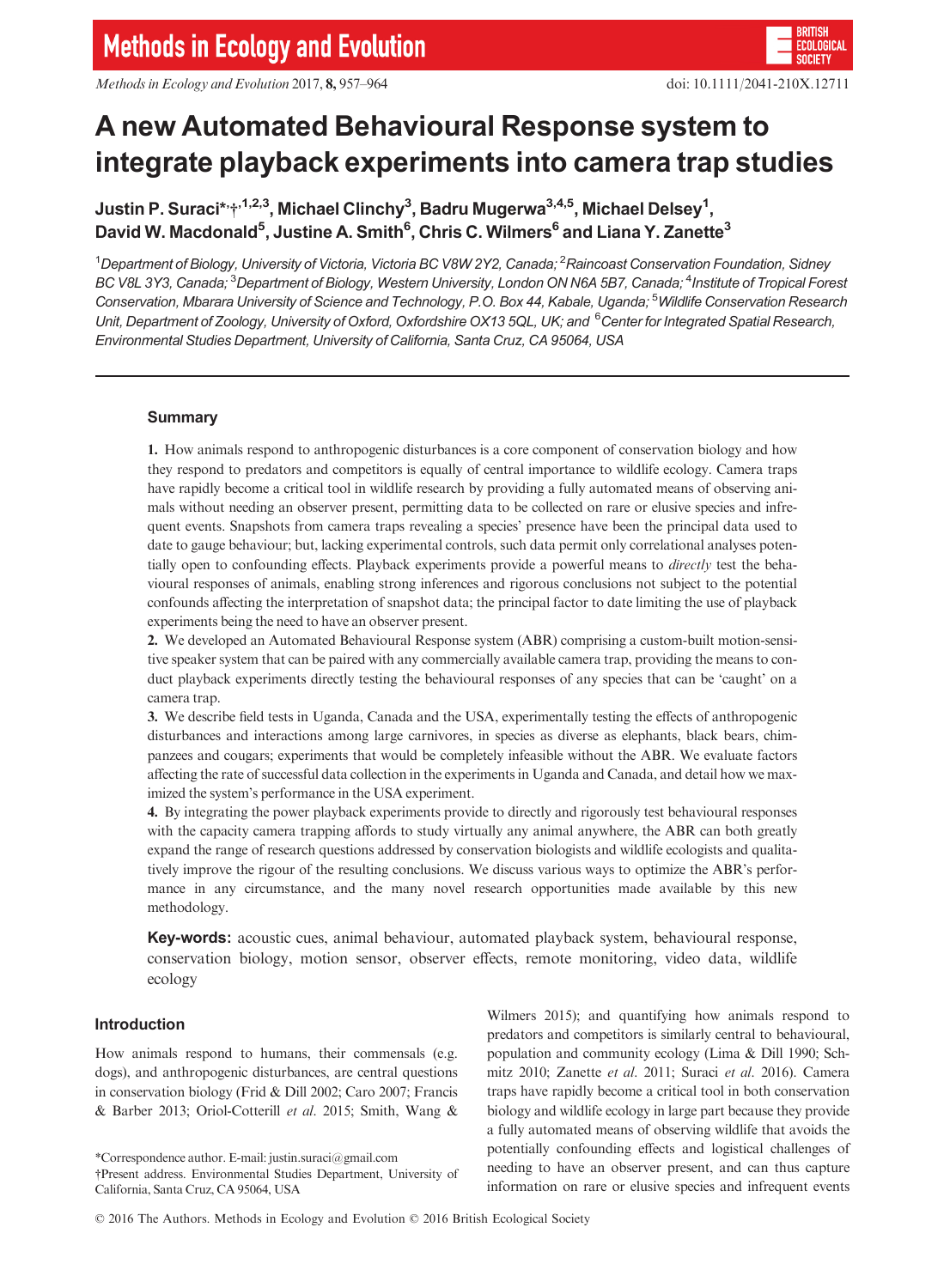# A new Automated Behavioural Response system to integrate playback experiments into camera trap studies

**Justin P. Suraci*,†,[1,2,3], Michael Clinchy[3], Badru Mugerwa[3,4,5], Michael Delsey[1], David W. Macdonald[5], Justine A. Smith[6], Chris C. Wilmers[6] and Liana Y. Zanette[3]**

[1]*Department of Biology, University of Victoria, Victoria BC V8W 2Y2, Canada;* [2]*Raincoast Conservation Foundation, Sidney BC V8L 3Y3, Canada;* [3]*Department of Biology, Western University, London ON N6A 5B7, Canada;* [4]*Institute of Tropical Forest Conservation, Mbarara University of Science and Technology, P.O. Box 44, Kabale, Uganda;* [5]*Wildlife Conservation Research Unit, Department of Zoology, University of Oxford, Oxfordshire OX13 5QL, UK; and* [6]*Center for Integrated Spatial Research, Environmental Studies Department, University of California, Santa Cruz, CA 95064, USA*

## Summary

**1.** How animals respond to anthropogenic disturbances is a core component of conservation biology and how they respond to predators and competitors is equally of central importance to wildlife ecology. Camera traps have rapidly become a critical tool in wildlife research by providing a fully automated means of observing animals without needing an observer present, permitting data to be collected on rare or elusive species and infrequent events. Snapshots from camera traps revealing a species' presence have been the principal data used to date to gauge behaviour; but, lacking experimental controls, such data permit only correlational analyses potentially open to confounding effects. Playback experiments provide a powerful means to *directly* test the behavioural responses of animals, enabling strong inferences and rigorous conclusions not subject to the potential confounds affecting the interpretation of snapshot data; the principal factor to date limiting the use of playback experiments being the need to have an observer present.

**2.** We developed an Automated Behavioural Response system (ABR) comprising a custom-built motion-sensitive speaker system that can be paired with any commercially available camera trap, providing the means to conduct playback experiments directly testing the behavioural responses of any species that can be 'caught' on a camera trap.

**3.** We describe field tests in Uganda, Canada and the USA, experimentally testing the effects of anthropogenic disturbances and interactions among large carnivores, in species as diverse as elephants, black bears, chimpanzees and cougars; experiments that would be completely infeasible without the ABR. We evaluate factors affecting the rate of successful data collection in the experiments in Uganda and Canada, and detail how we maximized the system's performance in the USA experiment.

**4.** By integrating the power playback experiments provide to directly and rigorously test behavioural responses with the capacity camera trapping affords to study virtually any animal anywhere, the ABR can both greatly expand the range of research questions addressed by conservation biologists and wildlife ecologists and qualitatively improve the rigour of the resulting conclusions. We discuss various ways to optimize the ABR's performance in any circumstance, and the many novel research opportunities made available by this new methodology.

**Key-words:** acoustic cues, animal behaviour, automated playback system, behavioural response, conservation biology, motion sensor, observer effects, remote monitoring, video data, wildlife ecology

## Introduction

How animals respond to humans, their commensals (e.g. dogs), and anthropogenic disturbances, are central questions in conservation biology (Frid & Dill 2002; Caro 2007; Francis & Barber 2013; Oriol-Cotterill *et al.* 2015; Smith, Wang & Wilmers 2015); and quantifying how animals respond to predators and competitors is similarly central to behavioural, population and community ecology (Lima & Dill 1990; Schmitz 2010; Zanette *et al.* 2011; Suraci *et al.* 2016). Camera traps have rapidly become a critical tool in both conservation biology and wildlife ecology in large part because they provide a fully automated means of observing wildlife that avoids the potentially confounding effects and logistical challenges of needing to have an observer present, and can thus capture information on rare or elusive species and infrequent events

*Correspondence author. E-mail: justin.suraci@gmail.com
†Present address. Environmental Studies Department, University of California, Santa Cruz, CA 95064, USA

© 2016 The Authors. Methods in Ecology and Evolution © 2016 British Ecological Society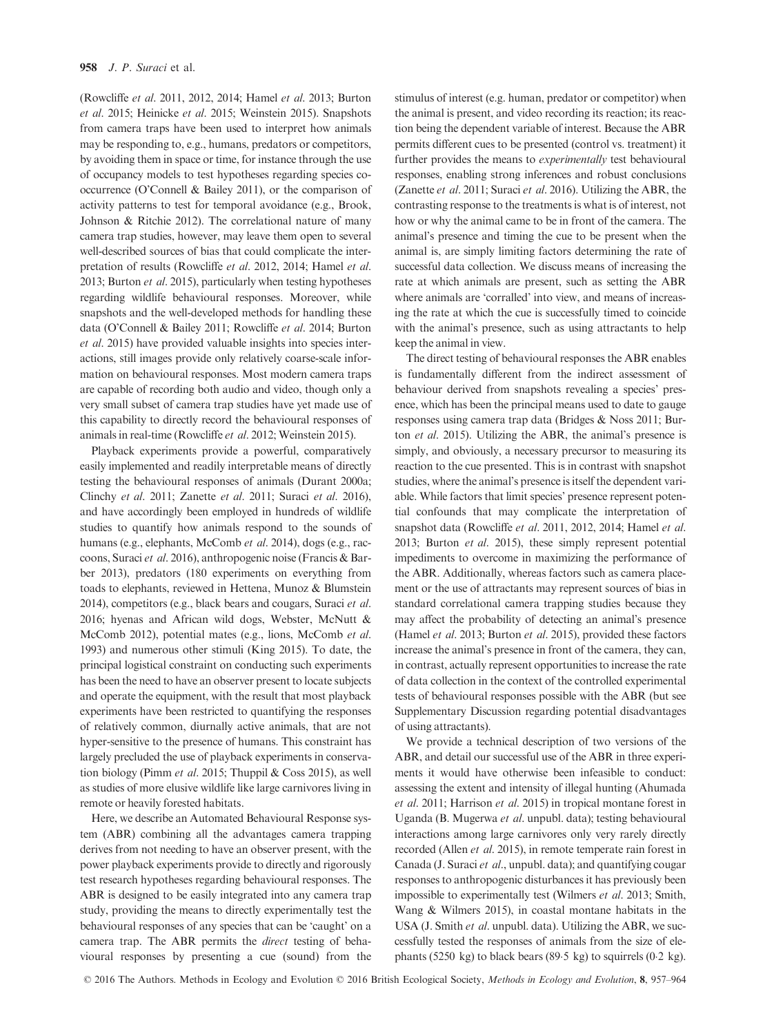(Rowcliffe *et al.* 2011, 2012, 2014; Hamel *et al.* 2013; Burton *et al.* 2015; Heinicke *et al.* 2015; Weinstein 2015). Snapshots from camera traps have been used to interpret how animals may be responding to, e.g., humans, predators or competitors, by avoiding them in space or time, for instance through the use of occupancy models to test hypotheses regarding species co-occurrence (O'Connell & Bailey 2011), or the comparison of activity patterns to test for temporal avoidance (e.g., Brook, Johnson & Ritchie 2012). The correlational nature of many camera trap studies, however, may leave them open to several well-described sources of bias that could complicate the interpretation of results (Rowcliffe *et al.* 2012, 2014; Hamel *et al.* 2013; Burton *et al.* 2015), particularly when testing hypotheses regarding wildlife behavioural responses. Moreover, while snapshots and the well-developed methods for handling these data (O'Connell & Bailey 2011; Rowcliffe *et al.* 2014; Burton *et al.* 2015) have provided valuable insights into species interactions, still images provide only relatively coarse-scale information on behavioural responses. Most modern camera traps are capable of recording both audio and video, though only a very small subset of camera trap studies have yet made use of this capability to directly record the behavioural responses of animals in real-time (Rowcliffe *et al.* 2012; Weinstein 2015).

Playback experiments provide a powerful, comparatively easily implemented and readily interpretable means of directly testing the behavioural responses of animals (Durant 2000a; Clinchy *et al.* 2011; Zanette *et al.* 2011; Suraci *et al.* 2016), and have accordingly been employed in hundreds of wildlife studies to quantify how animals respond to the sounds of humans (e.g., elephants, McComb *et al.* 2014), dogs (e.g., raccoons, Suraci *et al.* 2016), anthropogenic noise (Francis & Barber 2013), predators (180 experiments on everything from toads to elephants, reviewed in Hettena, Munoz & Blumstein 2014), competitors (e.g., black bears and cougars, Suraci *et al.* 2016; hyenas and African wild dogs, Webster, McNutt & McComb 2012), potential mates (e.g., lions, McComb *et al.* 1993) and numerous other stimuli (King 2015). To date, the principal logistical constraint on conducting such experiments has been the need to have an observer present to locate subjects and operate the equipment, with the result that most playback experiments have been restricted to quantifying the responses of relatively common, diurnally active animals, that are not hyper-sensitive to the presence of humans. This constraint has largely precluded the use of playback experiments in conservation biology (Pimm *et al.* 2015; Thuppil & Coss 2015), as well as studies of more elusive wildlife like large carnivores living in remote or heavily forested habitats.

Here, we describe an Automated Behavioural Response system (ABR) combining all the advantages camera trapping derives from not needing to have an observer present, with the power playback experiments provide to directly and rigorously test research hypotheses regarding behavioural responses. The ABR is designed to be easily integrated into any camera trap study, providing the means to directly experimentally test the behavioural responses of any species that can be 'caught' on a camera trap. The ABR permits the *direct* testing of behavioural responses by presenting a cue (sound) from the stimulus of interest (e.g. human, predator or competitor) when the animal is present, and video recording its reaction; its reaction being the dependent variable of interest. Because the ABR permits different cues to be presented (control vs. treatment) it further provides the means to *experimentally* test behavioural responses, enabling strong inferences and robust conclusions (Zanette *et al.* 2011; Suraci *et al.* 2016). Utilizing the ABR, the contrasting response to the treatments is what is of interest, not how or why the animal came to be in front of the camera. The animal's presence and timing the cue to be present when the animal is, are simply limiting factors determining the rate of successful data collection. We discuss means of increasing the rate at which animals are present, such as setting the ABR where animals are 'corralled' into view, and means of increasing the rate at which the cue is successfully timed to coincide with the animal's presence, such as using attractants to help keep the animal in view.

The direct testing of behavioural responses the ABR enables is fundamentally different from the indirect assessment of behaviour derived from snapshots revealing a species' presence, which has been the principal means used to date to gauge responses using camera trap data (Bridges & Noss 2011; Burton *et al.* 2015). Utilizing the ABR, the animal's presence is simply, and obviously, a necessary precursor to measuring its reaction to the cue presented. This is in contrast with snapshot studies, where the animal's presence is itself the dependent variable. While factors that limit species' presence represent potential confounds that may complicate the interpretation of snapshot data (Rowcliffe *et al.* 2011, 2012, 2014; Hamel *et al.* 2013; Burton *et al.* 2015), these simply represent potential impediments to overcome in maximizing the performance of the ABR. Additionally, whereas factors such as camera placement or the use of attractants may represent sources of bias in standard correlational camera trapping studies because they may affect the probability of detecting an animal's presence (Hamel *et al.* 2013; Burton *et al.* 2015), provided these factors increase the animal's presence in front of the camera, they can, in contrast, actually represent opportunities to increase the rate of data collection in the context of the controlled experimental tests of behavioural responses possible with the ABR (but see Supplementary Discussion regarding potential disadvantages of using attractants).

We provide a technical description of two versions of the ABR, and detail our successful use of the ABR in three experiments it would have otherwise been infeasible to conduct: assessing the extent and intensity of illegal hunting (Ahumada *et al.* 2011; Harrison *et al.* 2015) in tropical montane forest in Uganda (B. Mugerwa *et al.* unpubl. data); testing behavioural interactions among large carnivores only very rarely directly recorded (Allen *et al.* 2015), in remote temperate rain forest in Canada (J. Suraci *et al.*, unpubl. data); and quantifying cougar responses to anthropogenic disturbances it has previously been impossible to experimentally test (Wilmers *et al.* 2013; Smith, Wang & Wilmers 2015), in coastal montane habitats in the USA (J. Smith *et al.* unpubl. data). Utilizing the ABR, we successfully tested the responses of animals from the size of elephants (5250 kg) to black bears (89·5 kg) to squirrels (0·2 kg).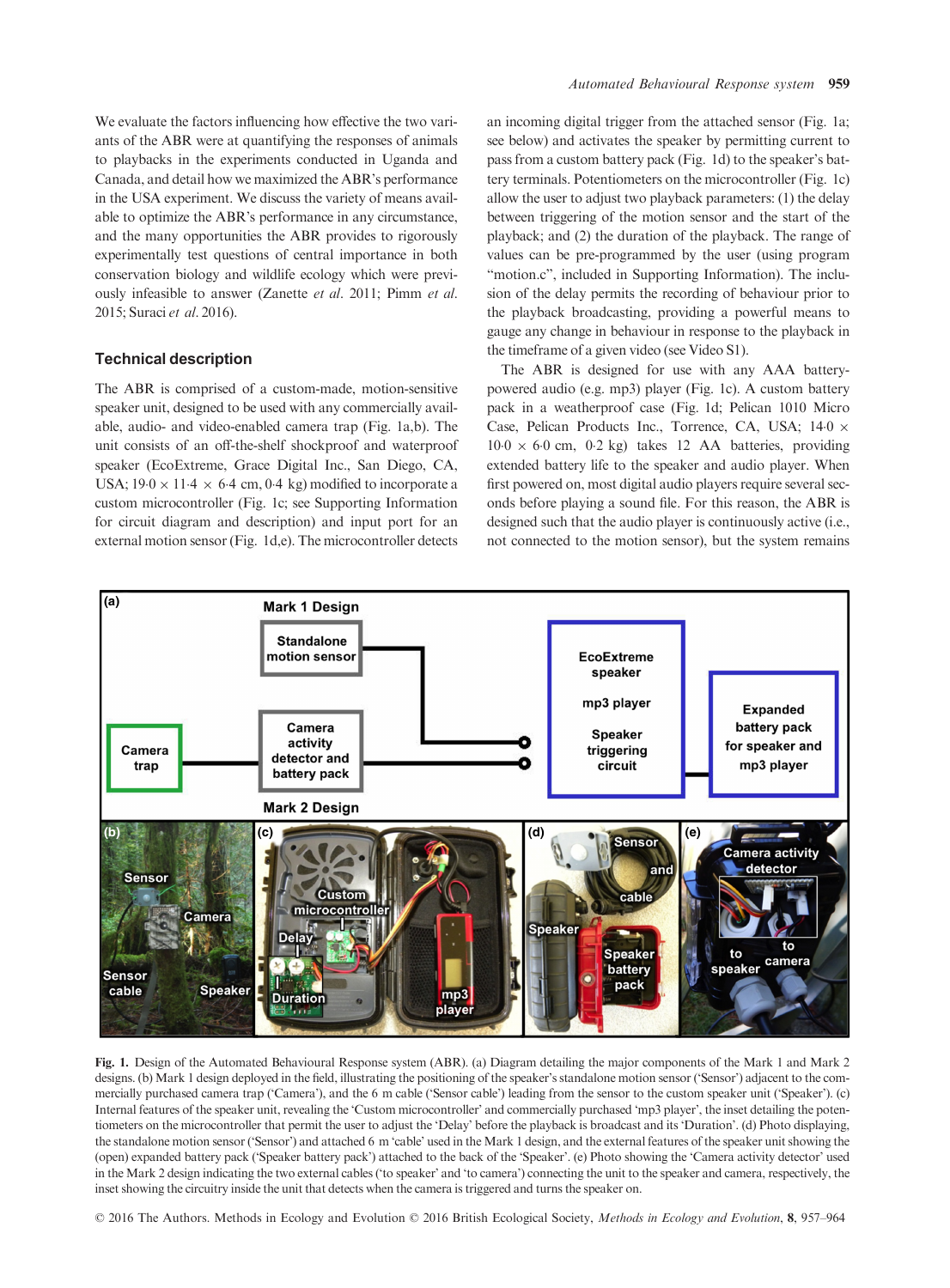We evaluate the factors influencing how effective the two variants of the ABR were at quantifying the responses of animals to playbacks in the experiments conducted in Uganda and Canada, and detail how we maximized the ABR's performance in the USA experiment. We discuss the variety of means available to optimize the ABR's performance in any circumstance, and the many opportunities the ABR provides to rigorously experimentally test questions of central importance in both conservation biology and wildlife ecology which were previously infeasible to answer (Zanette *et al.* 2011; Pimm *et al.* 2015; Suraci *et al.* 2016).

## Technical description

The ABR is comprised of a custom-made, motion-sensitive speaker unit, designed to be used with any commercially available, audio- and video-enabled camera trap (Fig. 1a,b). The unit consists of an off-the-shelf shockproof and waterproof speaker (EcoExtreme, Grace Digital Inc., San Diego, CA, USA; 19·0 × 11·4 × 6·4 cm, 0·4 kg) modified to incorporate a custom microcontroller (Fig. 1c; see Supporting Information for circuit diagram and description) and input port for an external motion sensor (Fig. 1d,e). The microcontroller detects an incoming digital trigger from the attached sensor (Fig. 1a; see below) and activates the speaker by permitting current to pass from a custom battery pack (Fig. 1d) to the speaker's battery terminals. Potentiometers on the microcontroller (Fig. 1c) allow the user to adjust two playback parameters: (1) the delay between triggering of the motion sensor and the start of the playback; and (2) the duration of the playback. The range of values can be pre-programmed by the user (using program "motion.c", included in Supporting Information). The inclusion of the delay permits the recording of behaviour prior to the playback broadcasting, providing a powerful means to gauge any change in behaviour in response to the playback in the timeframe of a given video (see Video S1).

The ABR is designed for use with any AAA battery-powered audio (e.g. mp3) player (Fig. 1c). A custom battery pack in a weatherproof case (Fig. 1d; Pelican 1010 Micro Case, Pelican Products Inc., Torrence, CA, USA; 14·0 × 10·0 × 6·0 cm, 0·2 kg) takes 12 AA batteries, providing extended battery life to the speaker and audio player. When first powered on, most digital audio players require several seconds before playing a sound file. For this reason, the ABR is designed such that the audio player is continuously active (i.e., not connected to the motion sensor), but the system remains

Fig. 1. Design of the Automated Behavioural Response system (ABR). (a) Diagram detailing the major components of the Mark 1 and Mark 2 designs. (b) Mark 1 design deployed in the field, illustrating the positioning of the speaker's standalone motion sensor ('Sensor') adjacent to the commercially purchased camera trap ('Camera'), and the 6 m cable ('Sensor cable') leading from the sensor to the custom speaker unit ('Speaker'). (c) Internal features of the speaker unit, revealing the 'Custom microcontroller' and commercially purchased 'mp3 player', the inset detailing the potentiometers on the microcontroller that permit the user to adjust the 'Delay' before the playback is broadcast and its 'Duration'. (d) Photo displaying, the standalone motion sensor ('Sensor') and attached 6 m 'cable' used in the Mark 1 design, and the external features of the speaker unit showing the (open) expanded battery pack ('Speaker battery pack') attached to the back of the 'Speaker'. (e) Photo showing the 'Camera activity detector' used in the Mark 2 design indicating the two external cables ('to speaker' and 'to camera') connecting the unit to the speaker and camera, respectively, the inset showing the circuitry inside the unit that detects when the camera is triggered and turns the speaker on.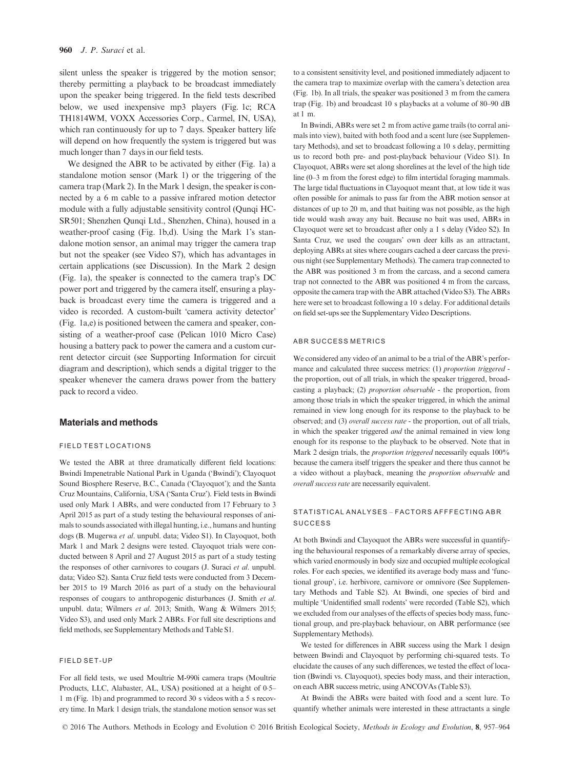silent unless the speaker is triggered by the motion sensor; thereby permitting a playback to be broadcast immediately upon the speaker being triggered. In the field tests described below, we used inexpensive mp3 players (Fig. 1c; RCA TH1814WM, VOXX Accessories Corp., Carmel, IN, USA), which ran continuously for up to 7 days. Speaker battery life will depend on how frequently the system is triggered but was much longer than 7 days in our field tests.

We designed the ABR to be activated by either (Fig. 1a) a standalone motion sensor (Mark 1) or the triggering of the camera trap (Mark 2). In the Mark 1 design, the speaker is connected by a 6 m cable to a passive infrared motion detector module with a fully adjustable sensitivity control (Qunqi HC-SR501; Shenzhen Qunqi Ltd., Shenzhen, China), housed in a weather-proof casing (Fig. 1b,d). Using the Mark 1's standalone motion sensor, an animal may trigger the camera trap but not the speaker (see Video S7), which has advantages in certain applications (see Discussion). In the Mark 2 design (Fig. 1a), the speaker is connected to the camera trap's DC power port and triggered by the camera itself, ensuring a playback is broadcast every time the camera is triggered and a video is recorded. A custom-built 'camera activity detector' (Fig. 1a,e) is positioned between the camera and speaker, consisting of a weather-proof case (Pelican 1010 Micro Case) housing a battery pack to power the camera and a custom current detector circuit (see Supporting Information for circuit diagram and description), which sends a digital trigger to the speaker whenever the camera draws power from the battery pack to record a video.

## Materials and methods

### FIELD TEST LOCATIONS

We tested the ABR at three dramatically different field locations: Bwindi Impenetrable National Park in Uganda ('Bwindi'); Clayoquot Sound Biosphere Reserve, B.C., Canada ('Clayoquot'); and the Santa Cruz Mountains, California, USA ('Santa Cruz'). Field tests in Bwindi used only Mark 1 ABRs, and were conducted from 17 February to 3 April 2015 as part of a study testing the behavioural responses of animals to sounds associated with illegal hunting, i.e., humans and hunting dogs (B. Mugerwa *et al*. unpubl. data; Video S1). In Clayoquot, both Mark 1 and Mark 2 designs were tested. Clayoquot trials were conducted between 8 April and 27 August 2015 as part of a study testing the responses of other carnivores to cougars (J. Suraci *et al*. unpubl. data; Video S2). Santa Cruz field tests were conducted from 3 December 2015 to 19 March 2016 as part of a study on the behavioural responses of cougars to anthropogenic disturbances (J. Smith *et al*. unpubl. data; Wilmers *et al*. 2013; Smith, Wang & Wilmers 2015; Video S3), and used only Mark 2 ABRs. For full site descriptions and field methods, see Supplementary Methods and Table S1.

### FIELD SET-UP

For all field tests, we used Moultrie M-990i camera traps (Moultrie Products, LLC, Alabaster, AL, USA) positioned at a height of 0·5–1 m (Fig. 1b) and programmed to record 30 s videos with a 5 s recovery time. In Mark 1 design trials, the standalone motion sensor was set to a consistent sensitivity level, and positioned immediately adjacent to the camera trap to maximize overlap with the camera's detection area (Fig. 1b). In all trials, the speaker was positioned 3 m from the camera trap (Fig. 1b) and broadcast 10 s playbacks at a volume of 80–90 dB at 1 m.

In Bwindi, ABRs were set 2 m from active game trails (to corral animals into view), baited with both food and a scent lure (see Supplementary Methods), and set to broadcast following a 10 s delay, permitting us to record both pre- and post-playback behaviour (Video S1). In Clayoquot, ABRs were set along shorelines at the level of the high tide line (0–3 m from the forest edge) to film intertidal foraging mammals. The large tidal fluctuations in Clayoquot meant that, at low tide it was often possible for animals to pass far from the ABR motion sensor at distances of up to 20 m, and that baiting was not possible, as the high tide would wash away any bait. Because no bait was used, ABRs in Clayoquot were set to broadcast after only a 1 s delay (Video S2). In Santa Cruz, we used the cougars' own deer kills as an attractant, deploying ABRs at sites where cougars cached a deer carcass the previous night (see Supplementary Methods). The camera trap connected to the ABR was positioned 3 m from the carcass, and a second camera trap not connected to the ABR was positioned 4 m from the carcass, opposite the camera trap with the ABR attached (Video S3). The ABRs here were set to broadcast following a 10 s delay. For additional details on field set-ups see the Supplementary Video Descriptions.

### ABR SUCCESS METRICS

We considered any video of an animal to be a trial of the ABR's performance and calculated three success metrics: (1) *proportion triggered* - the proportion, out of all trials, in which the speaker triggered, broadcasting a playback; (2) *proportion observable* - the proportion, from among those trials in which the speaker triggered, in which the animal remained in view long enough for its response to the playback to be observed; and (3) *overall success rate* - the proportion, out of all trials, in which the speaker triggered *and* the animal remained in view long enough for its response to the playback to be observed. Note that in Mark 2 design trials, the *proportion triggered* necessarily equals 100% because the camera itself triggers the speaker and there thus cannot be a video without a playback, meaning the *proportion observable* and *overall success rate* are necessarily equivalent.

### STATISTICAL ANALYSES – FACTORS AFFFECTING ABR SUCCESS

At both Bwindi and Clayoquot the ABRs were successful in quantifying the behavioural responses of a remarkably diverse array of species, which varied enormously in body size and occupied multiple ecological roles. For each species, we identified its average body mass and 'functional group', i.e. herbivore, carnivore or omnivore (See Supplementary Methods and Table S2). At Bwindi, one species of bird and multiple 'Unidentified small rodents' were recorded (Table S2), which we excluded from our analyses of the effects of species body mass, functional group, and pre-playback behaviour, on ABR performance (see Supplementary Methods).

We tested for differences in ABR success using the Mark 1 design between Bwindi and Clayoquot by performing chi-squared tests. To elucidate the causes of any such differences, we tested the effect of location (Bwindi vs. Clayoquot), species body mass, and their interaction, on each ABR success metric, using ANCOVAs (Table S3).

At Bwindi the ABRs were baited with food and a scent lure. To quantify whether animals were interested in these attractants a single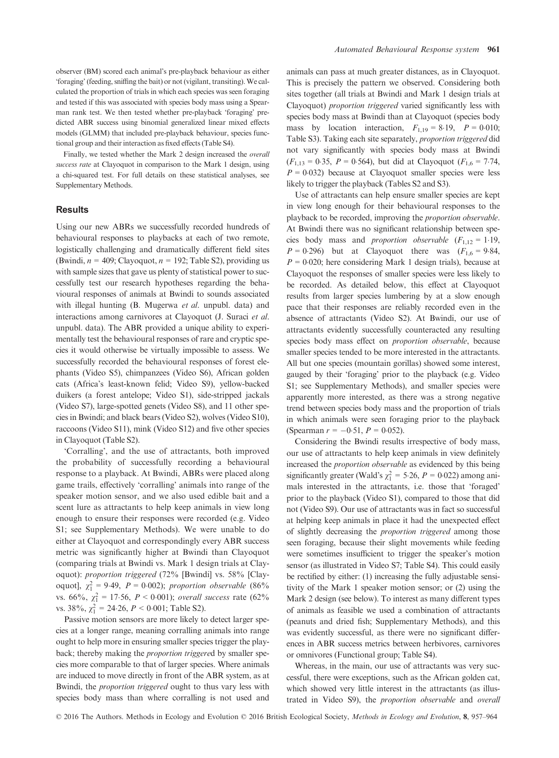observer (BM) scored each animal's pre-playback behaviour as either 'foraging' (feeding, sniffing the bait) or not (vigilant, transiting). We calculated the proportion of trials in which each species was seen foraging and tested if this was associated with species body mass using a Spearman rank test. We then tested whether pre-playback 'foraging' predicted ABR success using binomial generalized linear mixed effects models (GLMM) that included pre-playback behaviour, species functional group and their interaction as fixed effects (Table S4).

Finally, we tested whether the Mark 2 design increased the *overall success rate* at Clayoquot in comparison to the Mark 1 design, using a chi-squared test. For full details on these statistical analyses, see Supplementary Methods.

## Results

Using our new ABRs we successfully recorded hundreds of behavioural responses to playbacks at each of two remote, logistically challenging and dramatically different field sites (Bwindi, $n = 409$; Clayoquot, $n = 192$; Table S2), providing us with sample sizes that gave us plenty of statistical power to successfully test our research hypotheses regarding the behavioural responses of animals at Bwindi to sounds associated with illegal hunting (B. Mugerwa *et al*. unpubl. data) and interactions among carnivores at Clayoquot (J. Suraci *et al*. unpubl. data). The ABR provided a unique ability to experimentally test the behavioural responses of rare and cryptic species it would otherwise be virtually impossible to assess. We successfully recorded the behavioural responses of forest elephants (Video S5), chimpanzees (Video S6), African golden cats (Africa's least-known felid; Video S9), yellow-backed duikers (a forest antelope; Video S1), side-stripped jackals (Video S7), large-spotted genets (Video S8), and 11 other species in Bwindi; and black bears (Video S2), wolves (Video S10), raccoons (Video S11), mink (Video S12) and five other species in Clayoquot (Table S2).

'Corralling', and the use of attractants, both improved the probability of successfully recording a behavioural response to a playback. At Bwindi, ABRs were placed along game trails, effectively 'corralling' animals into range of the speaker motion sensor, and we also used edible bait and a scent lure as attractants to help keep animals in view long enough to ensure their responses were recorded (e.g. Video S1; see Supplementary Methods). We were unable to do either at Clayoquot and correspondingly every ABR success metric was significantly higher at Bwindi than Clayoquot (comparing trials at Bwindi vs. Mark 1 design trials at Clayoquot): *proportion triggered* (72% [Bwindi] vs. 58% [Clayoquot], $\chi^2_1 = 9{\cdot}49$, $P = 0{\cdot}002$); *proportion observable* (86% vs. 66%, $\chi^2_1 = 17{\cdot}56$, $P < 0{\cdot}001$); *overall success* rate (62% vs. 38%, $\chi^2_1 = 24{\cdot}26$, $P < 0{\cdot}001$; Table S2).

Passive motion sensors are more likely to detect larger species at a longer range, meaning corralling animals into range ought to help more in ensuring smaller species trigger the playback; thereby making the *proportion triggere*d by smaller species more comparable to that of larger species. Where animals are induced to move directly in front of the ABR system, as at Bwindi, the *proportion triggered* ought to thus vary less with species body mass than where corralling is not used and animals can pass at much greater distances, as in Clayoquot. This is precisely the pattern we observed. Considering both sites together (all trials at Bwindi and Mark 1 design trials at Clayoquot) *proportion triggered* varied significantly less with species body mass at Bwindi than at Clayoquot (species body mass by location interaction, $F_{1,19} = 8{\cdot}19$, $P = 0{\cdot}010$; Table S3). Taking each site separately, *proportion triggered* did not vary significantly with species body mass at Bwindi ($F_{1,13} = 0{\cdot}35$, $P = 0{\cdot}564$), but did at Clayoquot ($F_{1,6} = 7{\cdot}74$, $P = 0{\cdot}032$) because at Clayoquot smaller species were less likely to trigger the playback (Tables S2 and S3).

Use of attractants can help ensure smaller species are kept in view long enough for their behavioural responses to the playback to be recorded, improving the *proportion observable*. At Bwindi there was no significant relationship between species body mass and *proportion observable* ($F_{1,12} = 1{\cdot}19$, $P = 0{\cdot}296$) but at Clayoquot there was ($F_{1,6} = 9{\cdot}84$, $P = 0{\cdot}020$; here considering Mark 1 design trials), because at Clayoquot the responses of smaller species were less likely to be recorded. As detailed below, this effect at Clayoquot results from larger species lumbering by at a slow enough pace that their responses are reliably recorded even in the absence of attractants (Video S2). At Bwindi, our use of attractants evidently successfully counteracted any resulting species body mass effect on *proportion observable*, because smaller species tended to be more interested in the attractants. All but one species (mountain gorillas) showed some interest, gauged by their 'foraging' prior to the playback (e.g. Video S1; see Supplementary Methods), and smaller species were apparently more interested, as there was a strong negative trend between species body mass and the proportion of trials in which animals were seen foraging prior to the playback (Spearman $r = -0{\cdot}51$, $P = 0{\cdot}052$).

Considering the Bwindi results irrespective of body mass, our use of attractants to help keep animals in view definitely increased the *proportion observable* as evidenced by this being significantly greater (Wald's $\chi^2_1 = 5{\cdot}26$, $P = 0{\cdot}022$) among animals interested in the attractants, i.e. those that 'foraged' prior to the playback (Video S1), compared to those that did not (Video S9). Our use of attractants was in fact so successful at helping keep animals in place it had the unexpected effect of slightly decreasing the *proportion triggered* among those seen foraging, because their slight movements while feeding were sometimes insufficient to trigger the speaker's motion sensor (as illustrated in Video S7; Table S4). This could easily be rectified by either: (1) increasing the fully adjustable sensitivity of the Mark 1 speaker motion sensor; or (2) using the Mark 2 design (see below). To interest as many different types of animals as feasible we used a combination of attractants (peanuts and dried fish; Supplementary Methods), and this was evidently successful, as there were no significant differences in ABR success metrics between herbivores, carnivores or omnivores (Functional group; Table S4).

Whereas, in the main, our use of attractants was very successful, there were exceptions, such as the African golden cat, which showed very little interest in the attractants (as illustrated in Video S9), the *proportion observable* and *overall*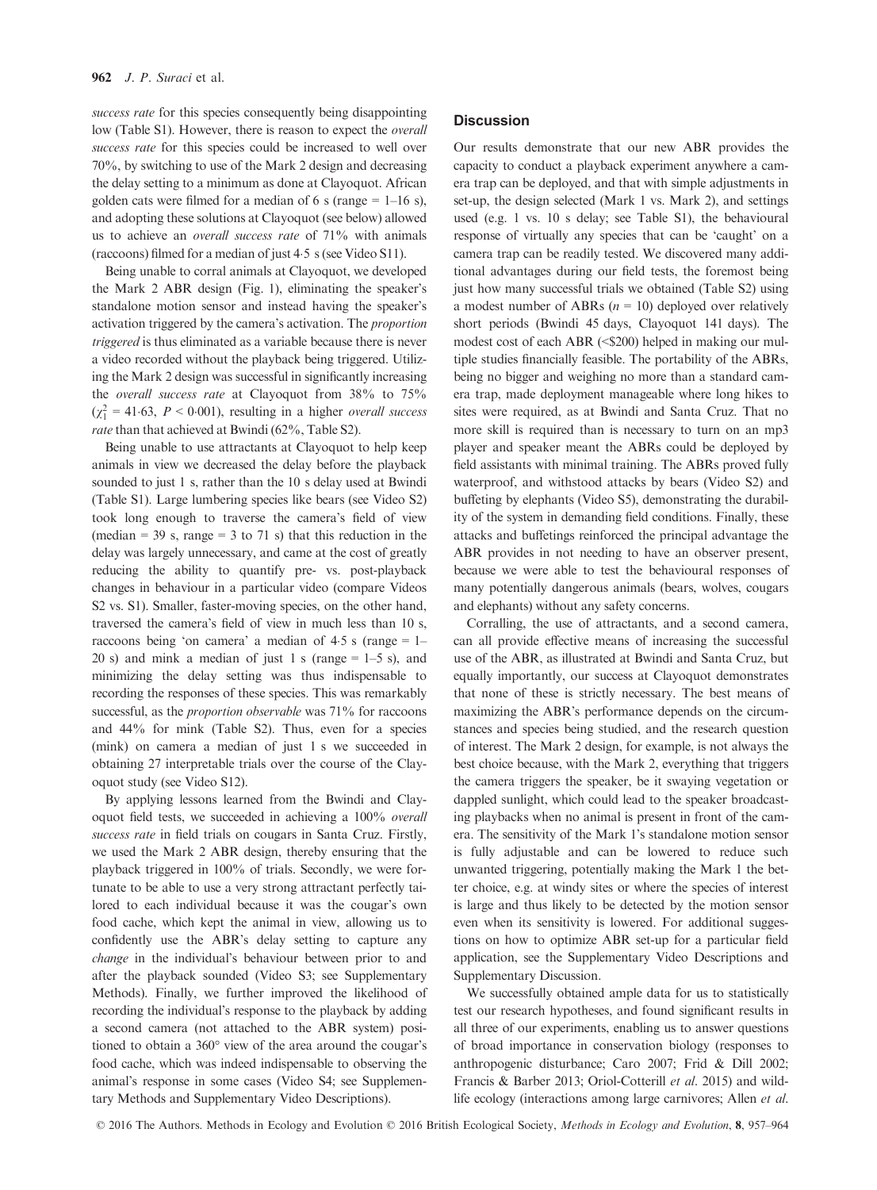*success rate* for this species consequently being disappointing low (Table S1). However, there is reason to expect the *overall success rate* for this species could be increased to well over 70%, by switching to use of the Mark 2 design and decreasing the delay setting to a minimum as done at Clayoquot. African golden cats were filmed for a median of 6 s (range = 1–16 s), and adopting these solutions at Clayoquot (see below) allowed us to achieve an *overall success rate* of 71% with animals (raccoons) filmed for a median of just 4·5 s (see Video S11).

Being unable to corral animals at Clayoquot, we developed the Mark 2 ABR design (Fig. 1), eliminating the speaker's standalone motion sensor and instead having the speaker's activation triggered by the camera's activation. The *proportion triggered* is thus eliminated as a variable because there is never a video recorded without the playback being triggered. Utilizing the Mark 2 design was successful in significantly increasing the *overall success rate* at Clayoquot from 38% to 75% ($\chi^2_1 = 41{\cdot}63$, $P < 0{\cdot}001$), resulting in a higher *overall success rate* than that achieved at Bwindi (62%, Table S2).

Being unable to use attractants at Clayoquot to help keep animals in view we decreased the delay before the playback sounded to just 1 s, rather than the 10 s delay used at Bwindi (Table S1). Large lumbering species like bears (see Video S2) took long enough to traverse the camera's field of view (median = 39 s, range = 3 to 71 s) that this reduction in the delay was largely unnecessary, and came at the cost of greatly reducing the ability to quantify pre- vs. post-playback changes in behaviour in a particular video (compare Videos S2 vs. S1). Smaller, faster-moving species, on the other hand, traversed the camera's field of view in much less than 10 s, raccoons being 'on camera' a median of 4·5 s (range = 1–20 s) and mink a median of just 1 s (range = 1–5 s), and minimizing the delay setting was thus indispensable to recording the responses of these species. This was remarkably successful, as the *proportion observable* was 71% for raccoons and 44% for mink (Table S2). Thus, even for a species (mink) on camera a median of just 1 s we succeeded in obtaining 27 interpretable trials over the course of the Clayoquot study (see Video S12).

By applying lessons learned from the Bwindi and Clayoquot field tests, we succeeded in achieving a 100% *overall success rate* in field trials on cougars in Santa Cruz. Firstly, we used the Mark 2 ABR design, thereby ensuring that the playback triggered in 100% of trials. Secondly, we were fortunate to be able to use a very strong attractant perfectly tailored to each individual because it was the cougar's own food cache, which kept the animal in view, allowing us to confidently use the ABR's delay setting to capture any *change* in the individual's behaviour between prior to and after the playback sounded (Video S3; see Supplementary Methods). Finally, we further improved the likelihood of recording the individual's response to the playback by adding a second camera (not attached to the ABR system) positioned to obtain a 360° view of the area around the cougar's food cache, which was indeed indispensable to observing the animal's response in some cases (Video S4; see Supplementary Methods and Supplementary Video Descriptions).

## Discussion

Our results demonstrate that our new ABR provides the capacity to conduct a playback experiment anywhere a camera trap can be deployed, and that with simple adjustments in set-up, the design selected (Mark 1 vs. Mark 2), and settings used (e.g. 1 vs. 10 s delay; see Table S1), the behavioural response of virtually any species that can be 'caught' on a camera trap can be readily tested. We discovered many additional advantages during our field tests, the foremost being just how many successful trials we obtained (Table S2) using a modest number of ABRs ($n = 10$) deployed over relatively short periods (Bwindi 45 days, Clayoquot 141 days). The modest cost of each ABR (<$200) helped in making our multiple studies financially feasible. The portability of the ABRs, being no bigger and weighing no more than a standard camera trap, made deployment manageable where long hikes to sites were required, as at Bwindi and Santa Cruz. That no more skill is required than is necessary to turn on an mp3 player and speaker meant the ABRs could be deployed by field assistants with minimal training. The ABRs proved fully waterproof, and withstood attacks by bears (Video S2) and buffeting by elephants (Video S5), demonstrating the durability of the system in demanding field conditions. Finally, these attacks and buffetings reinforced the principal advantage the ABR provides in not needing to have an observer present, because we were able to test the behavioural responses of many potentially dangerous animals (bears, wolves, cougars and elephants) without any safety concerns.

Corralling, the use of attractants, and a second camera, can all provide effective means of increasing the successful use of the ABR, as illustrated at Bwindi and Santa Cruz, but equally importantly, our success at Clayoquot demonstrates that none of these is strictly necessary. The best means of maximizing the ABR's performance depends on the circumstances and species being studied, and the research question of interest. The Mark 2 design, for example, is not always the best choice because, with the Mark 2, everything that triggers the camera triggers the speaker, be it swaying vegetation or dappled sunlight, which could lead to the speaker broadcasting playbacks when no animal is present in front of the camera. The sensitivity of the Mark 1's standalone motion sensor is fully adjustable and can be lowered to reduce such unwanted triggering, potentially making the Mark 1 the better choice, e.g. at windy sites or where the species of interest is large and thus likely to be detected by the motion sensor even when its sensitivity is lowered. For additional suggestions on how to optimize ABR set-up for a particular field application, see the Supplementary Video Descriptions and Supplementary Discussion.

We successfully obtained ample data for us to statistically test our research hypotheses, and found significant results in all three of our experiments, enabling us to answer questions of broad importance in conservation biology (responses to anthropogenic disturbance; Caro 2007; Frid & Dill 2002; Francis & Barber 2013; Oriol-Cotterill *et al.* 2015) and wildlife ecology (interactions among large carnivores; Allen *et al.*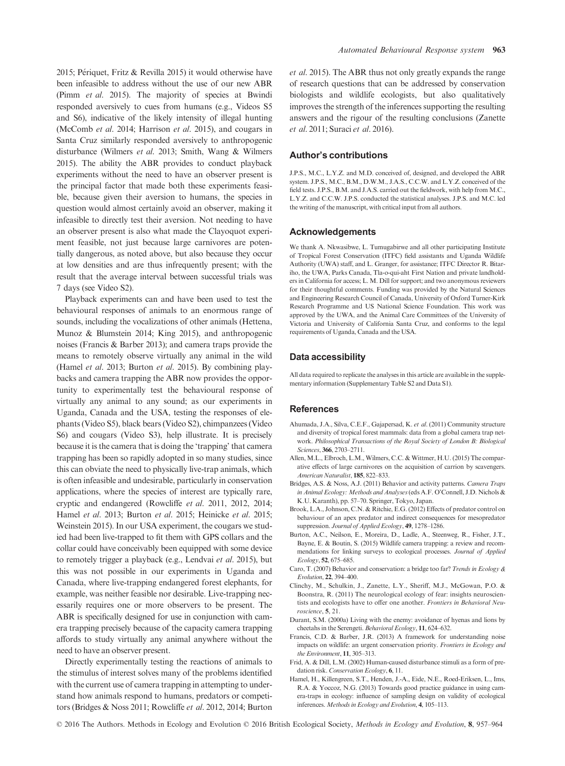2015; Périquet, Fritz & Revilla 2015) it would otherwise have been infeasible to address without the use of our new ABR (Pimm *et al.* 2015). The majority of species at Bwindi responded aversively to cues from humans (e.g., Videos S5 and S6), indicative of the likely intensity of illegal hunting (McComb *et al.* 2014; Harrison *et al.* 2015), and cougars in Santa Cruz similarly responded aversively to anthropogenic disturbance (Wilmers *et al.* 2013; Smith, Wang & Wilmers 2015). The ability the ABR provides to conduct playback experiments without the need to have an observer present is the principal factor that made both these experiments feasible, because given their aversion to humans, the species in question would almost certainly avoid an observer, making it infeasible to directly test their aversion. Not needing to have an observer present is also what made the Clayoquot experiment feasible, not just because large carnivores are potentially dangerous, as noted above, but also because they occur at low densities and are thus infrequently present; with the result that the average interval between successful trials was 7 days (see Video S2).

Playback experiments can and have been used to test the behavioural responses of animals to an enormous range of sounds, including the vocalizations of other animals (Hettena, Munoz & Blumstein 2014; King 2015), and anthropogenic noises (Francis & Barber 2013); and camera traps provide the means to remotely observe virtually any animal in the wild (Hamel *et al.* 2013; Burton *et al.* 2015). By combining playbacks and camera trapping the ABR now provides the opportunity to experimentally test the behavioural response of virtually any animal to any sound; as our experiments in Uganda, Canada and the USA, testing the responses of elephants (Video S5), black bears (Video S2), chimpanzees (Video S6) and cougars (Video S3), help illustrate. It is precisely because it is the camera that is doing the 'trapping' that camera trapping has been so rapidly adopted in so many studies, since this can obviate the need to physically live-trap animals, which is often infeasible and undesirable, particularly in conservation applications, where the species of interest are typically rare, cryptic and endangered (Rowcliffe *et al.* 2011, 2012, 2014; Hamel *et al.* 2013; Burton *et al.* 2015; Heinicke *et al.* 2015; Weinstein 2015). In our USA experiment, the cougars we studied had been live-trapped to fit them with GPS collars and the collar could have conceivably been equipped with some device to remotely trigger a playback (e.g., Lendvai *et al.* 2015), but this was not possible in our experiments in Uganda and Canada, where live-trapping endangered forest elephants, for example, was neither feasible nor desirable. Live-trapping necessarily requires one or more observers to be present. The ABR is specifically designed for use in conjunction with camera trapping precisely because of the capacity camera trapping affords to study virtually any animal anywhere without the need to have an observer present.

Directly experimentally testing the reactions of animals to the stimulus of interest solves many of the problems identified with the current use of camera trapping in attempting to understand how animals respond to humans, predators or competitors (Bridges & Noss 2011; Rowcliffe *et al.* 2012, 2014; Burton *et al.* 2015). The ABR thus not only greatly expands the range of research questions that can be addressed by conservation biologists and wildlife ecologists, but also qualitatively improves the strength of the inferences supporting the resulting answers and the rigour of the resulting conclusions (Zanette *et al.* 2011; Suraci *et al.* 2016).

## Author's contributions

J.P.S., M.C., L.Y.Z. and M.D. conceived of, designed, and developed the ABR system. J.P.S., M.C., B.M., D.W.M., J.A.S., C.C.W. and L.Y.Z. conceived of the field tests. J.P.S., B.M. and J.A.S. carried out the fieldwork, with help from M.C., L.Y.Z. and C.C.W. J.P.S. conducted the statistical analyses. J.P.S. and M.C. led the writing of the manuscript, with critical input from all authors.

## Acknowledgements

We thank A. Nkwasibwe, L. Tumugabirwe and all other participating Institute of Tropical Forest Conservation (ITFC) field assistants and Uganda Wildlife Authority (UWA) staff, and L. Granger, for assistance; ITFC Director R. Bitariho, the UWA, Parks Canada, Tla-o-qui-aht First Nation and private landholders in California for access; L. M. Dill for support; and two anonymous reviewers for their thoughtful comments. Funding was provided by the Natural Sciences and Engineering Research Council of Canada, University of Oxford Turner-Kirk Research Programme and US National Science Foundation. This work was approved by the UWA, and the Animal Care Committees of the University of Victoria and University of California Santa Cruz, and conforms to the legal requirements of Uganda, Canada and the USA.

## Data accessibility

All data required to replicate the analyses in this article are available in the supplementary information (Supplementary Table S2 and Data S1).

## References

Ahumada, J.A., Silva, C.E.F., Gajapersad, K. *et al.* (2011) Community structure and diversity of tropical forest mammals: data from a global camera trap network. *Philosophical Transactions of the Royal Society of London B: Biological Sciences*, **366**, 2703–2711.

Allen, M.L., Elbroch, L.M., Wilmers, C.C. & Wittmer, H.U. (2015) The comparative effects of large carnivores on the acquisition of carrion by scavengers. *American Naturalist*, **185**, 822–833.

Bridges, A.S. & Noss, A.J. (2011) Behavior and activity patterns. *Camera Traps in Animal Ecology: Methods and Analyses* (eds A.F. O'Connell, J.D. Nichols & K.U. Karanth), pp. 57–70. Springer, Tokyo, Japan.

Brook, L.A., Johnson, C.N. & Ritchie, E.G. (2012) Effects of predator control on behaviour of an apex predator and indirect consequences for mesopredator suppression. *Journal of Applied Ecology*, **49**, 1278–1286.

Burton, A.C., Neilson, E., Moreira, D., Ladle, A., Steenweg, R., Fisher, J.T., Bayne, E. & Boutin, S. (2015) Wildlife camera trapping: a review and recommendations for linking surveys to ecological processes. *Journal of Applied Ecology*, **52**, 675–685.

Caro, T. (2007) Behavior and conservation: a bridge too far? *Trends in Ecology & Evolution*, **22**, 394–400.

Clinchy, M., Schulkin, J., Zanette, L.Y., Sheriff, M.J., McGowan, P.O. & Boonstra, R. (2011) The neurological ecology of fear: insights neuroscientists and ecologists have to offer one another. *Frontiers in Behavioral Neuroscience*, **5**, 21.

Durant, S.M. (2000a) Living with the enemy: avoidance of hyenas and lions by cheetahs in the Serengeti. *Behavioral Ecology*, **11**, 624–632.

Francis, C.D. & Barber, J.R. (2013) A framework for understanding noise impacts on wildlife: an urgent conservation priority. *Frontiers in Ecology and the Environment*, **11**, 305–313.

Frid, A. & Dill, L.M. (2002) Human-caused disturbance stimuli as a form of predation risk. *Conservation Ecology*, **6**, 11.

Hamel, H., Killengreen, S.T., Henden, J.-A., Eide, N.E., Roed-Eriksen, L., Ims, R.A. & Yoccoz, N.G. (2013) Towards good practice guidance in using camera-traps in ecology: influence of sampling design on validity of ecological inferences. *Methods in Ecology and Evolution*, **4**, 105–113.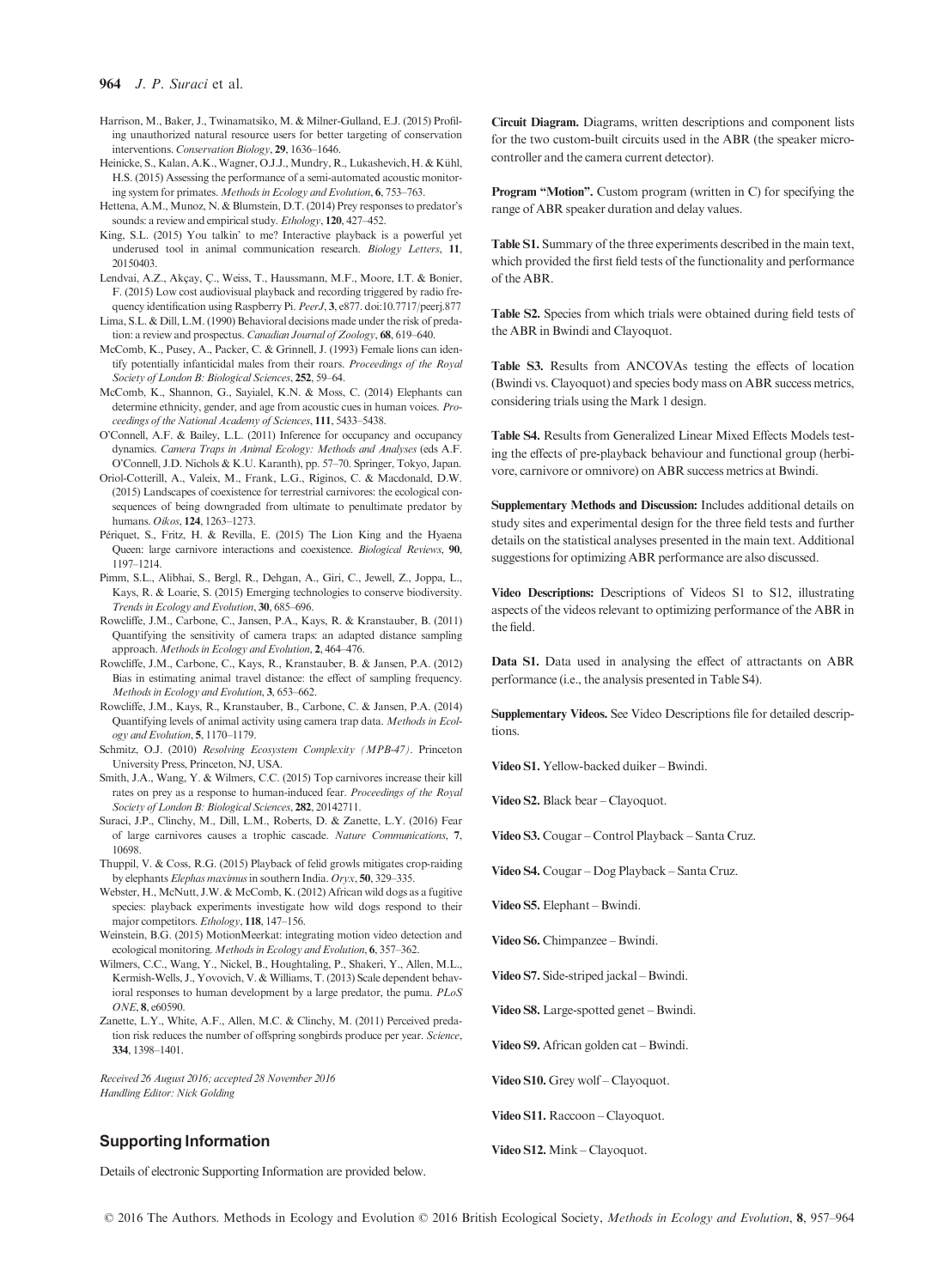Harrison, M., Baker, J., Twinamatsiko, M. & Milner-Gulland, E.J. (2015) Profiling unauthorized natural resource users for better targeting of conservation interventions. *Conservation Biology*, **29**, 1636–1646.

Heinicke, S., Kalan, A.K., Wagner, O.J.J., Mundry, R., Lukashevich, H. & Kühl, H.S. (2015) Assessing the performance of a semi-automated acoustic monitoring system for primates. *Methods in Ecology and Evolution*, **6**, 753–763.

Hettena, A.M., Munoz, N. & Blumstein, D.T. (2014) Prey responses to predator's sounds: a review and empirical study. *Ethology*, **120**, 427–452.

King, S.L. (2015) You talkin' to me? Interactive playback is a powerful yet underused tool in animal communication research. *Biology Letters*, **11**, 20150403.

Lendvai, A.Z., Akçay, Ç., Weiss, T., Haussmann, M.F., Moore, I.T. & Bonier, F. (2015) Low cost audiovisual playback and recording triggered by radio frequency identification using Raspberry Pi. *PeerJ*, **3**, e877. doi:10.7717/peerj.877

Lima, S.L. & Dill, L.M. (1990) Behavioral decisions made under the risk of predation: a review and prospectus. *Canadian Journal of Zoology*, **68**, 619–640.

McComb, K., Pusey, A., Packer, C. & Grinnell, J. (1993) Female lions can identify potentially infanticidal males from their roars. *Proceedings of the Royal Society of London B: Biological Sciences*, **252**, 59–64.

McComb, K., Shannon, G., Sayialel, K.N. & Moss, C. (2014) Elephants can determine ethnicity, gender, and age from acoustic cues in human voices. *Proceedings of the National Academy of Sciences*, **111**, 5433–5438.

O'Connell, A.F. & Bailey, L.L. (2011) Inference for occupancy and occupancy dynamics. *Camera Traps in Animal Ecology: Methods and Analyses* (eds A.F. O'Connell, J.D. Nichols & K.U. Karanth), pp. 57–70. Springer, Tokyo, Japan.

Oriol-Cotterill, A., Valeix, M., Frank, L.G., Riginos, C. & Macdonald, D.W. (2015) Landscapes of coexistence for terrestrial carnivores: the ecological consequences of being downgraded from ultimate to penultimate predator by humans. *Oikos*, **124**, 1263–1273.

Périquet, S., Fritz, H. & Revilla, E. (2015) The Lion King and the Hyaena Queen: large carnivore interactions and coexistence. *Biological Reviews*, **90**, 1197–1214.

Pimm, S.L., Alibhai, S., Bergl, R., Dehgan, A., Giri, C., Jewell, Z., Joppa, L., Kays, R. & Loarie, S. (2015) Emerging technologies to conserve biodiversity. *Trends in Ecology and Evolution*, **30**, 685–696.

Rowcliffe, J.M., Carbone, C., Jansen, P.A., Kays, R. & Kranstauber, B. (2011) Quantifying the sensitivity of camera traps: an adapted distance sampling approach. *Methods in Ecology and Evolution*, **2**, 464–476.

Rowcliffe, J.M., Carbone, C., Kays, R., Kranstauber, B. & Jansen, P.A. (2012) Bias in estimating animal travel distance: the effect of sampling frequency. *Methods in Ecology and Evolution*, **3**, 653–662.

Rowcliffe, J.M., Kays, R., Kranstauber, B., Carbone, C. & Jansen, P.A. (2014) Quantifying levels of animal activity using camera trap data. *Methods in Ecology and Evolution*, **5**, 1170–1179.

Schmitz, O.J. (2010) *Resolving Ecosystem Complexity (MPB-47)*. Princeton University Press, Princeton, NJ, USA.

Smith, J.A., Wang, Y. & Wilmers, C.C. (2015) Top carnivores increase their kill rates on prey as a response to human-induced fear. *Proceedings of the Royal Society of London B: Biological Sciences*, **282**, 20142711.

Suraci, J.P., Clinchy, M., Dill, L.M., Roberts, D. & Zanette, L.Y. (2016) Fear of large carnivores causes a trophic cascade. *Nature Communications*, **7**, 10698.

Thuppil, V. & Coss, R.G. (2015) Playback of felid growls mitigates crop-raiding by elephants *Elephas maximus* in southern India. *Oryx*, **50**, 329–335.

Webster, H., McNutt, J.W. & McComb, K. (2012) African wild dogs as a fugitive species: playback experiments investigate how wild dogs respond to their major competitors. *Ethology*, **118**, 147–156.

Weinstein, B.G. (2015) MotionMeerkat: integrating motion video detection and ecological monitoring. *Methods in Ecology and Evolution*, **6**, 357–362.

Wilmers, C.C., Wang, Y., Nickel, B., Houghtaling, P., Shakeri, Y., Allen, M.L., Kermish-Wells, J., Yovovich, V. & Williams, T. (2013) Scale dependent behavioral responses to human development by a large predator, the puma. *PLoS ONE*, **8**, e60590.

Zanette, L.Y., White, A.F., Allen, M.C. & Clinchy, M. (2011) Perceived predation risk reduces the number of offspring songbirds produce per year. *Science*, **334**, 1398–1401.

*Received 26 August 2016; accepted 28 November 2016*
*Handling Editor: Nick Golding*

## Supporting Information

Details of electronic Supporting Information are provided below.

**Circuit Diagram.** Diagrams, written descriptions and component lists for the two custom-built circuits used in the ABR (the speaker microcontroller and the camera current detector).

**Program "Motion".** Custom program (written in C) for specifying the range of ABR speaker duration and delay values.

**Table S1.** Summary of the three experiments described in the main text, which provided the first field tests of the functionality and performance of the ABR.

**Table S2.** Species from which trials were obtained during field tests of the ABR in Bwindi and Clayoquot.

**Table S3.** Results from ANCOVAs testing the effects of location (Bwindi vs. Clayoquot) and species body mass on ABR success metrics, considering trials using the Mark 1 design.

**Table S4.** Results from Generalized Linear Mixed Effects Models testing the effects of pre-playback behaviour and functional group (herbivore, carnivore or omnivore) on ABR success metrics at Bwindi.

**Supplementary Methods and Discussion:** Includes additional details on study sites and experimental design for the three field tests and further details on the statistical analyses presented in the main text. Additional suggestions for optimizing ABR performance are also discussed.

**Video Descriptions:** Descriptions of Videos S1 to S12, illustrating aspects of the videos relevant to optimizing performance of the ABR in the field.

**Data S1.** Data used in analysing the effect of attractants on ABR performance (i.e., the analysis presented in Table S4).

**Supplementary Videos.** See Video Descriptions file for detailed descriptions.

**Video S1.** Yellow-backed duiker – Bwindi.

**Video S2.** Black bear – Clayoquot.

**Video S3.** Cougar – Control Playback – Santa Cruz.

**Video S4.** Cougar – Dog Playback – Santa Cruz.

**Video S5.** Elephant – Bwindi.

**Video S6.** Chimpanzee – Bwindi.

**Video S7.** Side-striped jackal – Bwindi.

**Video S8.** Large-spotted genet – Bwindi.

**Video S9.** African golden cat – Bwindi.

**Video S10.** Grey wolf – Clayoquot.

**Video S11.** Raccoon – Clayoquot.

**Video S12.** Mink – Clayoquot.